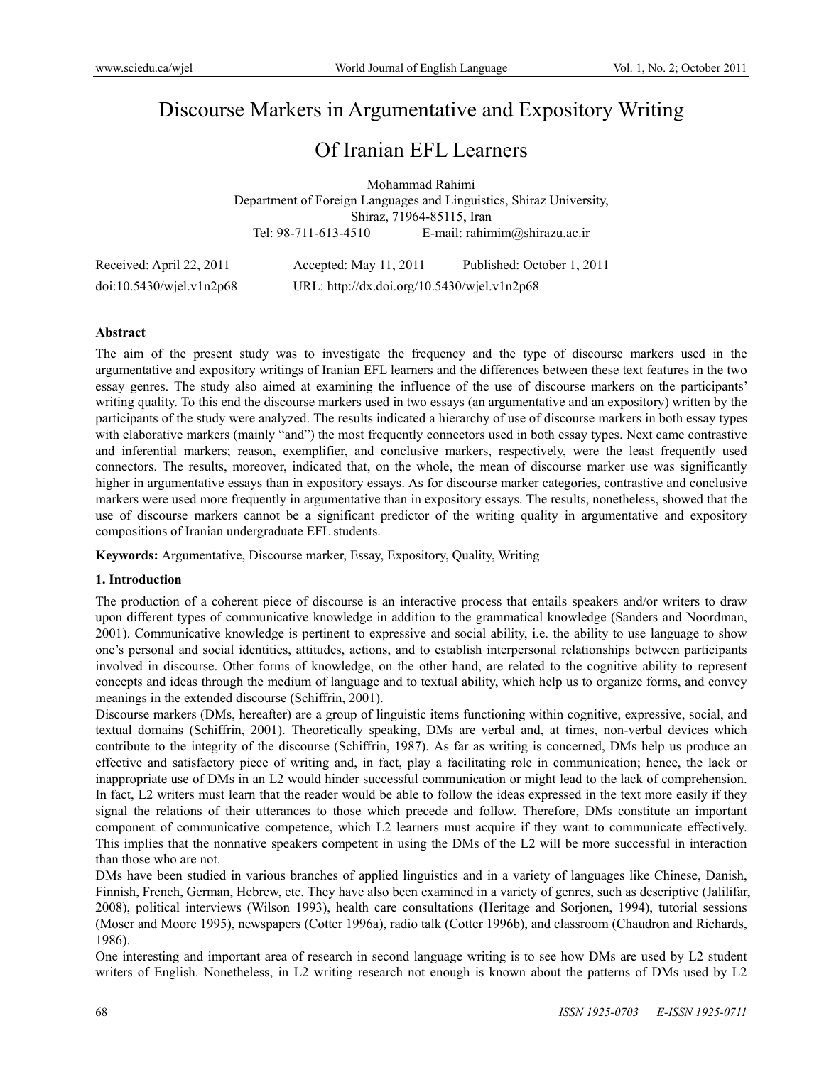# Discourse Markers in Argumentative and Expository Writing Of Iranian EFL Learners

Mohammad Rahimi

Department of Foreign Languages and Linguistics, Shiraz University,

Shiraz, 71964-85115, Iran

Tel: 98-711-613-4510 E-mail: rahimim@shirazu.ac.ir

Received: April 22, 2011 Accepted: May 11, 2011 Published: October 1, 2011

doi:10.5430/wjel.v1n2p68 URL: http://dx.doi.org/10.5430/wjel.v1n2p68

## Abstract

The aim of the present study was to investigate the frequency and the type of discourse markers used in the argumentative and expository writings of Iranian EFL learners and the differences between these text features in the two essay genres. The study also aimed at examining the influence of the use of discourse markers on the participants' writing quality. To this end the discourse markers used in two essays (an argumentative and an expository) written by the participants of the study were analyzed. The results indicated a hierarchy of use of discourse markers in both essay types with elaborative markers (mainly "and") the most frequently connectors used in both essay types. Next came contrastive and inferential markers; reason, exemplifier, and conclusive markers, respectively, were the least frequently used connectors. The results, moreover, indicated that, on the whole, the mean of discourse marker use was significantly higher in argumentative essays than in expository essays. As for discourse marker categories, contrastive and conclusive markers were used more frequently in argumentative than in expository essays. The results, nonetheless, showed that the use of discourse markers cannot be a significant predictor of the writing quality in argumentative and expository compositions of Iranian undergraduate EFL students.

**Keywords:** Argumentative, Discourse marker, Essay, Expository, Quality, Writing

## 1. Introduction

The production of a coherent piece of discourse is an interactive process that entails speakers and/or writers to draw upon different types of communicative knowledge in addition to the grammatical knowledge (Sanders and Noordman, 2001). Communicative knowledge is pertinent to expressive and social ability, i.e. the ability to use language to show one's personal and social identities, attitudes, actions, and to establish interpersonal relationships between participants involved in discourse. Other forms of knowledge, on the other hand, are related to the cognitive ability to represent concepts and ideas through the medium of language and to textual ability, which help us to organize forms, and convey meanings in the extended discourse (Schiffrin, 2001).

Discourse markers (DMs, hereafter) are a group of linguistic items functioning within cognitive, expressive, social, and textual domains (Schiffrin, 2001). Theoretically speaking, DMs are verbal and, at times, non-verbal devices which contribute to the integrity of the discourse (Schiffrin, 1987). As far as writing is concerned, DMs help us produce an effective and satisfactory piece of writing and, in fact, play a facilitating role in communication; hence, the lack or inappropriate use of DMs in an L2 would hinder successful communication or might lead to the lack of comprehension. In fact, L2 writers must learn that the reader would be able to follow the ideas expressed in the text more easily if they signal the relations of their utterances to those which precede and follow. Therefore, DMs constitute an important component of communicative competence, which L2 learners must acquire if they want to communicate effectively. This implies that the nonnative speakers competent in using the DMs of the L2 will be more successful in interaction than those who are not.

DMs have been studied in various branches of applied linguistics and in a variety of languages like Chinese, Danish, Finnish, French, German, Hebrew, etc. They have also been examined in a variety of genres, such as descriptive (Jalilifar, 2008), political interviews (Wilson 1993), health care consultations (Heritage and Sorjonen, 1994), tutorial sessions (Moser and Moore 1995), newspapers (Cotter 1996a), radio talk (Cotter 1996b), and classroom (Chaudron and Richards, 1986).

One interesting and important area of research in second language writing is to see how DMs are used by L2 student writers of English. Nonetheless, in L2 writing research not enough is known about the patterns of DMs used by L2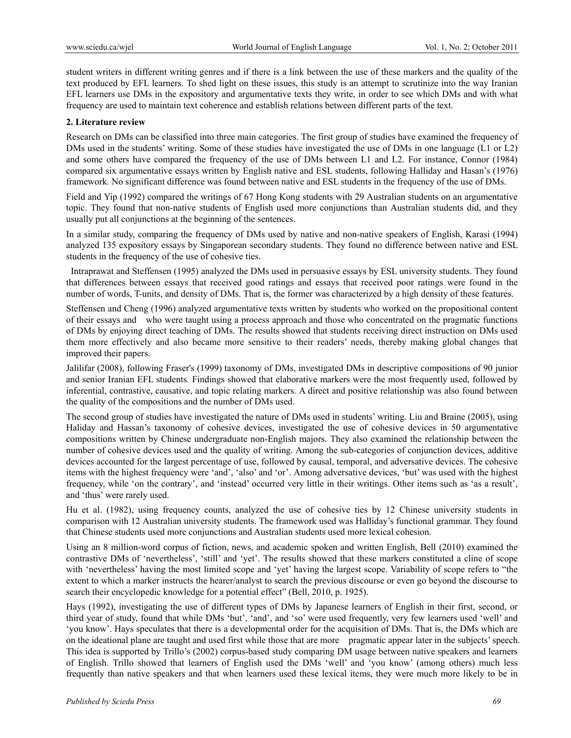student writers in different writing genres and if there is a link between the use of these markers and the quality of the text produced by EFL learners. To shed light on these issues, this study is an attempt to scrutinize into the way Iranian EFL learners use DMs in the expository and argumentative texts they write, in order to see which DMs and with what frequency are used to maintain text coherence and establish relations between different parts of the text.

## 2. Literature review

Research on DMs can be classified into three main categories. The first group of studies have examined the frequency of DMs used in the students' writing. Some of these studies have investigated the use of DMs in one language (L1 or L2) and some others have compared the frequency of the use of DMs between L1 and L2. For instance, Connor (1984) compared six argumentative essays written by English native and ESL students, following Halliday and Hasan's (1976) framework. No significant difference was found between native and ESL students in the frequency of the use of DMs.

Field and Yip (1992) compared the writings of 67 Hong Kong students with 29 Australian students on an argumentative topic. They found that non-native students of English used more conjunctions than Australian students did, and they usually put all conjunctions at the beginning of the sentences.

In a similar study, comparing the frequency of DMs used by native and non-native speakers of English, Karasi (1994) analyzed 135 expository essays by Singaporean secondary students. They found no difference between native and ESL students in the frequency of the use of cohesive ties.

Intraprawat and Steffensen (1995) analyzed the DMs used in persuasive essays by ESL university students. They found that differences between essays that received good ratings and essays that received poor ratings were found in the number of words, T-units, and density of DMs. That is, the former was characterized by a high density of these features.

Steffensen and Cheng (1996) analyzed argumentative texts written by students who worked on the propositional content of their essays and who were taught using a process approach and those who concentrated on the pragmatic functions of DMs by enjoying direct teaching of DMs. The results showed that students receiving direct instruction on DMs used them more effectively and also became more sensitive to their readers' needs, thereby making global changes that improved their papers.

Jalilifar (2008), following Fraser's (1999) taxonomy of DMs, investigated DMs in descriptive compositions of 90 junior and senior Iranian EFL students*.* Findings showed that elaborative markers were the most frequently used, followed by inferential, contrastive, causative, and topic relating markers. A direct and positive relationship was also found between the quality of the compositions and the number of DMs used.

The second group of studies have investigated the nature of DMs used in students' writing. Liu and Braine (2005), using Haliday and Hassan's taxonomy of cohesive devices, investigated the use of cohesive devices in 50 argumentative compositions written by Chinese undergraduate non-English majors. They also examined the relationship between the number of cohesive devices used and the quality of writing. Among the sub-categories of conjunction devices, additive devices accounted for the largest percentage of use, followed by causal, temporal, and adversative devices. The cohesive items with the highest frequency were 'and', 'also' and 'or'. Among adversative devices, 'but' was used with the highest frequency, while 'on the contrary', and 'instead' occurred very little in their writings. Other items such as 'as a result', and 'thus' were rarely used.

Hu et al. (1982), using frequency counts, analyzed the use of cohesive ties by 12 Chinese university students in comparison with 12 Australian university students. The framework used was Halliday's functional grammar. They found that Chinese students used more conjunctions and Australian students used more lexical cohesion.

Using an 8 million-word corpus of fiction, news, and academic spoken and written English, Bell (2010) examined the contrastive DMs of 'nevertheless', 'still' and 'yet'. The results showed that these markers constituted a cline of scope with 'nevertheless' having the most limited scope and 'yet' having the largest scope. Variability of scope refers to "the extent to which a marker instructs the hearer/analyst to search the previous discourse or even go beyond the discourse to search their encyclopedic knowledge for a potential effect" (Bell, 2010, p. 1925).

Hays (1992), investigating the use of different types of DMs by Japanese learners of English in their first, second, or third year of study, found that while DMs 'but', 'and', and 'so' were used frequently, very few learners used 'well' and 'you know'. Hays speculates that there is a developmental order for the acquisition of DMs. That is, the DMs which are on the ideational plane are taught and used first while those that are more pragmatic appear later in the subjects' speech. This idea is supported by Trillo's (2002) corpus-based study comparing DM usage between native speakers and learners of English. Trillo showed that learners of English used the DMs 'well' and 'you know' (among others) much less frequently than native speakers and that when learners used these lexical items, they were much more likely to be in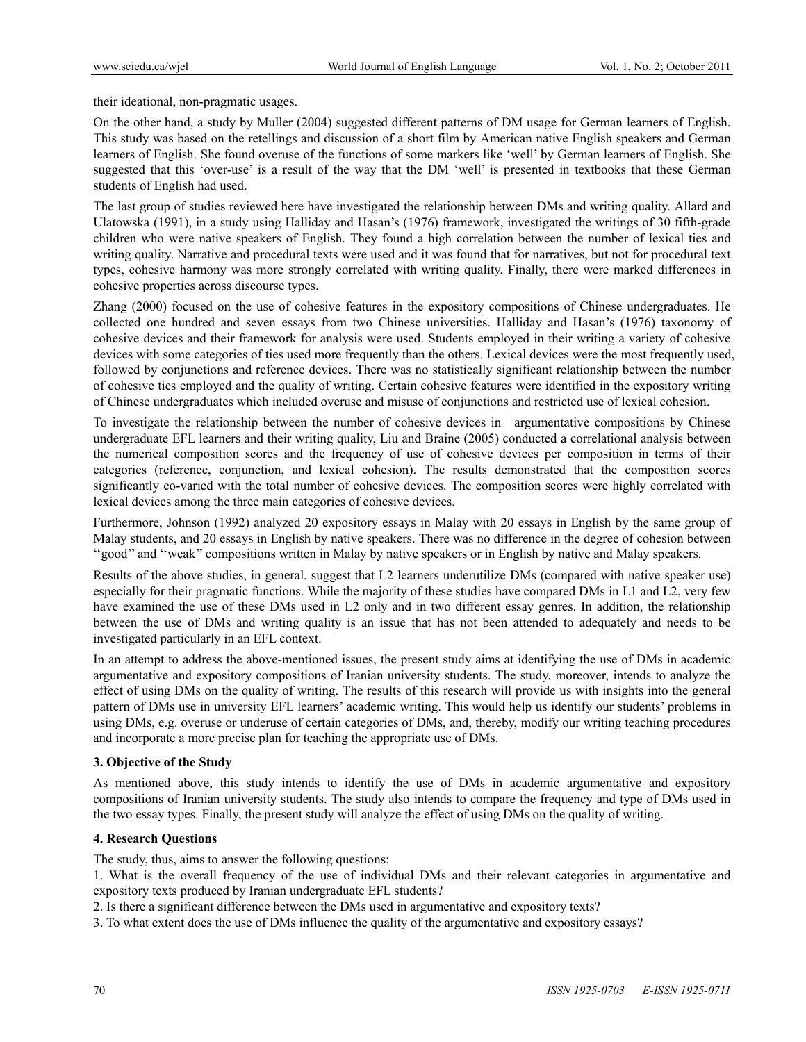their ideational, non-pragmatic usages.

On the other hand, a study by Muller (2004) suggested different patterns of DM usage for German learners of English. This study was based on the retellings and discussion of a short film by American native English speakers and German learners of English. She found overuse of the functions of some markers like 'well' by German learners of English. She suggested that this 'over-use' is a result of the way that the DM 'well' is presented in textbooks that these German students of English had used.

The last group of studies reviewed here have investigated the relationship between DMs and writing quality. Allard and Ulatowska (1991), in a study using Halliday and Hasan's (1976) framework, investigated the writings of 30 fifth-grade children who were native speakers of English. They found a high correlation between the number of lexical ties and writing quality. Narrative and procedural texts were used and it was found that for narratives, but not for procedural text types, cohesive harmony was more strongly correlated with writing quality. Finally, there were marked differences in cohesive properties across discourse types.

Zhang (2000) focused on the use of cohesive features in the expository compositions of Chinese undergraduates. He collected one hundred and seven essays from two Chinese universities. Halliday and Hasan's (1976) taxonomy of cohesive devices and their framework for analysis were used. Students employed in their writing a variety of cohesive devices with some categories of ties used more frequently than the others. Lexical devices were the most frequently used, followed by conjunctions and reference devices. There was no statistically significant relationship between the number of cohesive ties employed and the quality of writing. Certain cohesive features were identified in the expository writing of Chinese undergraduates which included overuse and misuse of conjunctions and restricted use of lexical cohesion.

To investigate the relationship between the number of cohesive devices in argumentative compositions by Chinese undergraduate EFL learners and their writing quality, Liu and Braine (2005) conducted a correlational analysis between the numerical composition scores and the frequency of use of cohesive devices per composition in terms of their categories (reference, conjunction, and lexical cohesion). The results demonstrated that the composition scores significantly co-varied with the total number of cohesive devices. The composition scores were highly correlated with lexical devices among the three main categories of cohesive devices.

Furthermore, Johnson (1992) analyzed 20 expository essays in Malay with 20 essays in English by the same group of Malay students, and 20 essays in English by native speakers. There was no difference in the degree of cohesion between "good" and "weak" compositions written in Malay by native speakers or in English by native and Malay speakers.

Results of the above studies, in general, suggest that L2 learners underutilize DMs (compared with native speaker use) especially for their pragmatic functions. While the majority of these studies have compared DMs in L1 and L2, very few have examined the use of these DMs used in L2 only and in two different essay genres. In addition, the relationship between the use of DMs and writing quality is an issue that has not been attended to adequately and needs to be investigated particularly in an EFL context.

In an attempt to address the above-mentioned issues, the present study aims at identifying the use of DMs in academic argumentative and expository compositions of Iranian university students. The study, moreover, intends to analyze the effect of using DMs on the quality of writing. The results of this research will provide us with insights into the general pattern of DMs use in university EFL learners' academic writing. This would help us identify our students' problems in using DMs, e.g. overuse or underuse of certain categories of DMs, and, thereby, modify our writing teaching procedures and incorporate a more precise plan for teaching the appropriate use of DMs.

### 3. Objective of the Study

As mentioned above, this study intends to identify the use of DMs in academic argumentative and expository compositions of Iranian university students. The study also intends to compare the frequency and type of DMs used in the two essay types. Finally, the present study will analyze the effect of using DMs on the quality of writing.

### 4. Research Questions

The study, thus, aims to answer the following questions:

1. What is the overall frequency of the use of individual DMs and their relevant categories in argumentative and expository texts produced by Iranian undergraduate EFL students?
2. Is there a significant difference between the DMs used in argumentative and expository texts?
3. To what extent does the use of DMs influence the quality of the argumentative and expository essays?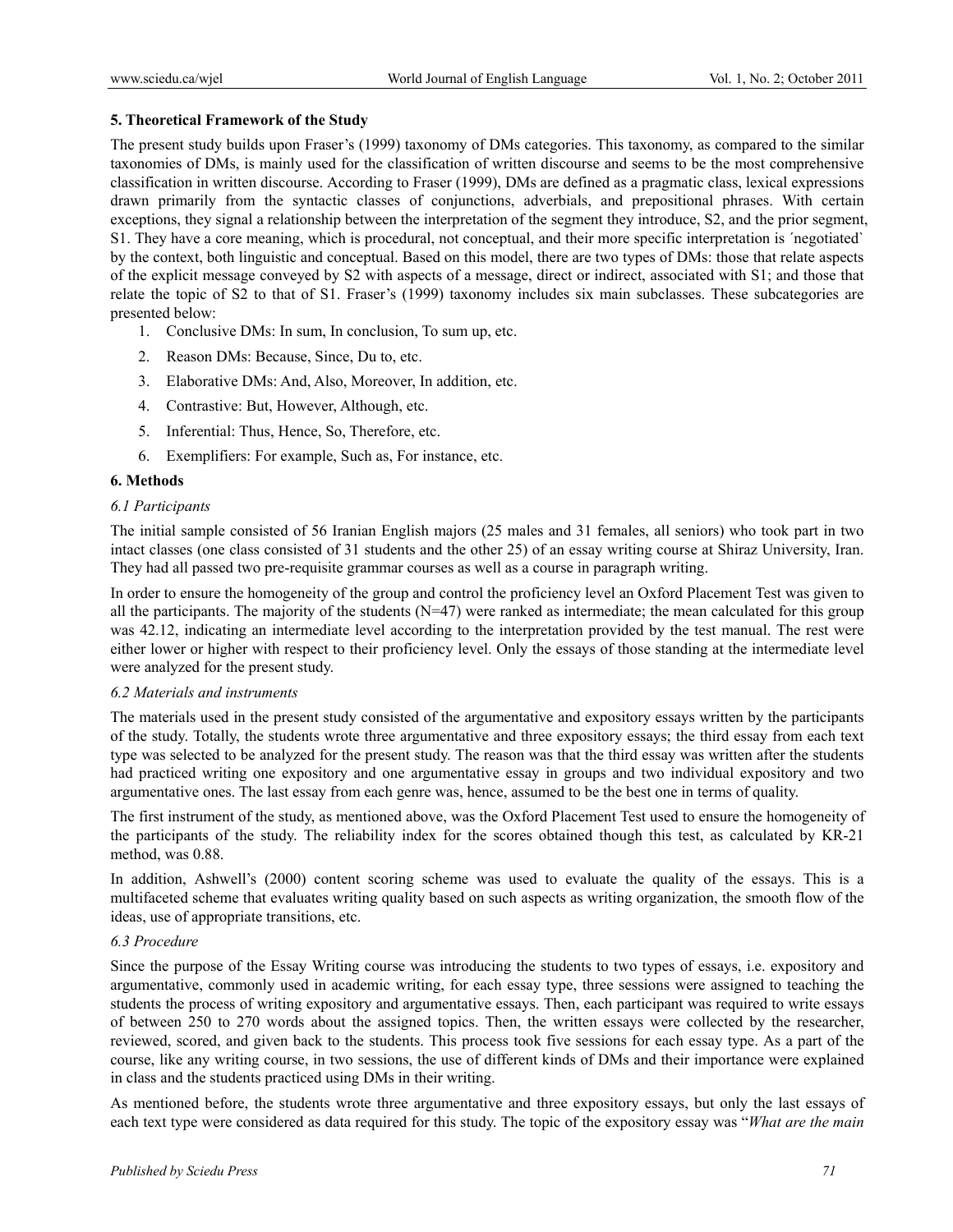## 5. Theoretical Framework of the Study

The present study builds upon Fraser's (1999) taxonomy of DMs categories. This taxonomy, as compared to the similar taxonomies of DMs, is mainly used for the classification of written discourse and seems to be the most comprehensive classification in written discourse. According to Fraser (1999), DMs are defined as a pragmatic class, lexical expressions drawn primarily from the syntactic classes of conjunctions, adverbials, and prepositional phrases. With certain exceptions, they signal a relationship between the interpretation of the segment they introduce, S2, and the prior segment, S1. They have a core meaning, which is procedural, not conceptual, and their more specific interpretation is ´negotiated` by the context, both linguistic and conceptual. Based on this model, there are two types of DMs: those that relate aspects of the explicit message conveyed by S2 with aspects of a message, direct or indirect, associated with S1; and those that relate the topic of S2 to that of S1. Fraser's (1999) taxonomy includes six main subclasses. These subcategories are presented below:

1. Conclusive DMs: In sum, In conclusion, To sum up, etc.
2. Reason DMs: Because, Since, Du to, etc.
3. Elaborative DMs: And, Also, Moreover, In addition, etc.
4. Contrastive: But, However, Although, etc.
5. Inferential: Thus, Hence, So, Therefore, etc.
6. Exemplifiers: For example, Such as, For instance, etc.

## 6. Methods

### *6.1 Participants*

The initial sample consisted of 56 Iranian English majors (25 males and 31 females, all seniors) who took part in two intact classes (one class consisted of 31 students and the other 25) of an essay writing course at Shiraz University, Iran. They had all passed two pre-requisite grammar courses as well as a course in paragraph writing.

In order to ensure the homogeneity of the group and control the proficiency level an Oxford Placement Test was given to all the participants. The majority of the students (N=47) were ranked as intermediate; the mean calculated for this group was 42.12, indicating an intermediate level according to the interpretation provided by the test manual. The rest were either lower or higher with respect to their proficiency level. Only the essays of those standing at the intermediate level were analyzed for the present study.

### *6.2 Materials and instruments*

The materials used in the present study consisted of the argumentative and expository essays written by the participants of the study. Totally, the students wrote three argumentative and three expository essays; the third essay from each text type was selected to be analyzed for the present study. The reason was that the third essay was written after the students had practiced writing one expository and one argumentative essay in groups and two individual expository and two argumentative ones. The last essay from each genre was, hence, assumed to be the best one in terms of quality.

The first instrument of the study, as mentioned above, was the Oxford Placement Test used to ensure the homogeneity of the participants of the study. The reliability index for the scores obtained though this test, as calculated by KR-21 method, was 0.88.

In addition, Ashwell's (2000) content scoring scheme was used to evaluate the quality of the essays. This is a multifaceted scheme that evaluates writing quality based on such aspects as writing organization, the smooth flow of the ideas, use of appropriate transitions, etc.

### *6.3 Procedure*

Since the purpose of the Essay Writing course was introducing the students to two types of essays, i.e. expository and argumentative, commonly used in academic writing, for each essay type, three sessions were assigned to teaching the students the process of writing expository and argumentative essays. Then, each participant was required to write essays of between 250 to 270 words about the assigned topics. Then, the written essays were collected by the researcher, reviewed, scored, and given back to the students. This process took five sessions for each essay type. As a part of the course, like any writing course, in two sessions, the use of different kinds of DMs and their importance were explained in class and the students practiced using DMs in their writing.

As mentioned before, the students wrote three argumentative and three expository essays, but only the last essays of each text type were considered as data required for this study. The topic of the expository essay was "*What are the main*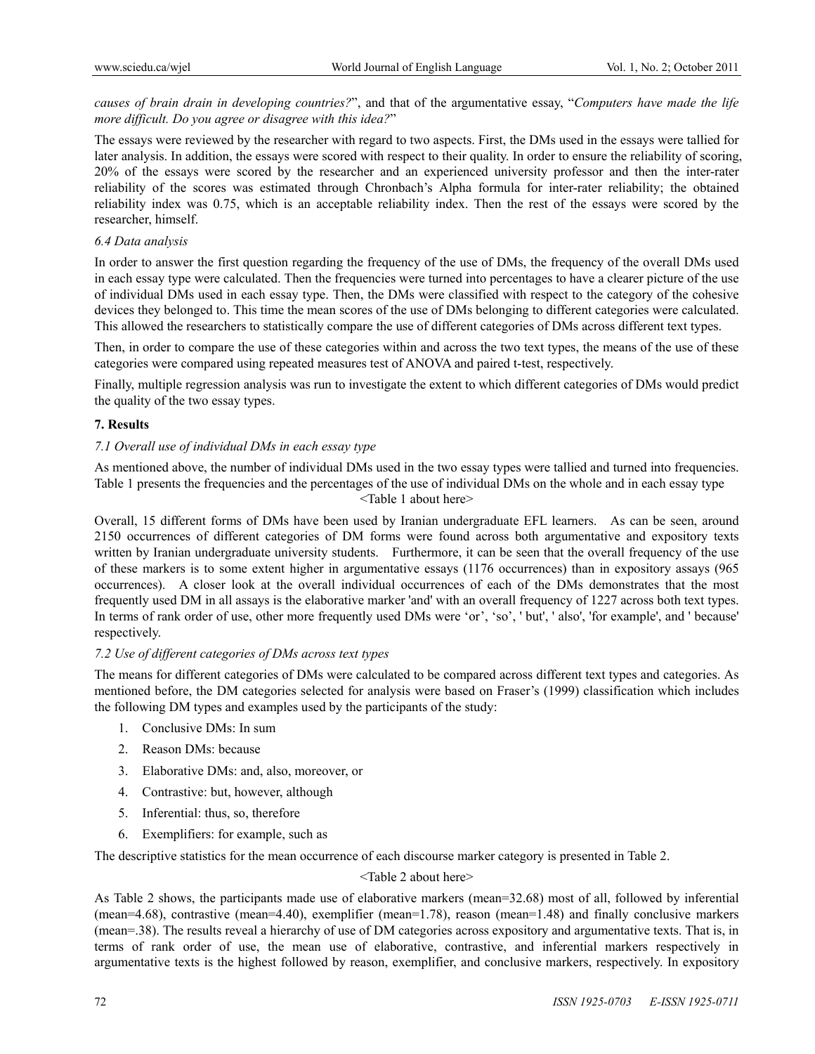*causes of brain drain in developing countries?*", and that of the argumentative essay, "*Computers have made the life more difficult. Do you agree or disagree with this idea?*"

The essays were reviewed by the researcher with regard to two aspects. First, the DMs used in the essays were tallied for later analysis. In addition, the essays were scored with respect to their quality. In order to ensure the reliability of scoring, 20% of the essays were scored by the researcher and an experienced university professor and then the inter-rater reliability of the scores was estimated through Chronbach's Alpha formula for inter-rater reliability; the obtained reliability index was 0.75, which is an acceptable reliability index. Then the rest of the essays were scored by the researcher, himself.

### *6.4 Data analysis*

In order to answer the first question regarding the frequency of the use of DMs, the frequency of the overall DMs used in each essay type were calculated. Then the frequencies were turned into percentages to have a clearer picture of the use of individual DMs used in each essay type. Then, the DMs were classified with respect to the category of the cohesive devices they belonged to. This time the mean scores of the use of DMs belonging to different categories were calculated. This allowed the researchers to statistically compare the use of different categories of DMs across different text types.

Then, in order to compare the use of these categories within and across the two text types, the means of the use of these categories were compared using repeated measures test of ANOVA and paired t-test, respectively.

Finally, multiple regression analysis was run to investigate the extent to which different categories of DMs would predict the quality of the two essay types.

## **7. Results**

### *7.1 Overall use of individual DMs in each essay type*

As mentioned above, the number of individual DMs used in the two essay types were tallied and turned into frequencies. Table 1 presents the frequencies and the percentages of the use of individual DMs on the whole and in each essay type

<Table 1 about here>

Overall, 15 different forms of DMs have been used by Iranian undergraduate EFL learners. As can be seen, around 2150 occurrences of different categories of DM forms were found across both argumentative and expository texts written by Iranian undergraduate university students. Furthermore, it can be seen that the overall frequency of the use of these markers is to some extent higher in argumentative essays (1176 occurrences) than in expository assays (965 occurrences). A closer look at the overall individual occurrences of each of the DMs demonstrates that the most frequently used DM in all assays is the elaborative marker 'and' with an overall frequency of 1227 across both text types. In terms of rank order of use, other more frequently used DMs were 'or', 'so', ' but', ' also', 'for example', and ' because' respectively.

### *7.2 Use of different categories of DMs across text types*

The means for different categories of DMs were calculated to be compared across different text types and categories. As mentioned before, the DM categories selected for analysis were based on Fraser's (1999) classification which includes the following DM types and examples used by the participants of the study:

1. Conclusive DMs: In sum
2. Reason DMs: because
3. Elaborative DMs: and, also, moreover, or
4. Contrastive: but, however, although
5. Inferential: thus, so, therefore
6. Exemplifiers: for example, such as

The descriptive statistics for the mean occurrence of each discourse marker category is presented in Table 2.

<Table 2 about here>

As Table 2 shows, the participants made use of elaborative markers (mean=32.68) most of all, followed by inferential (mean=4.68), contrastive (mean=4.40), exemplifier (mean=1.78), reason (mean=1.48) and finally conclusive markers (mean=.38). The results reveal a hierarchy of use of DM categories across expository and argumentative texts. That is, in terms of rank order of use, the mean use of elaborative, contrastive, and inferential markers respectively in argumentative texts is the highest followed by reason, exemplifier, and conclusive markers, respectively. In expository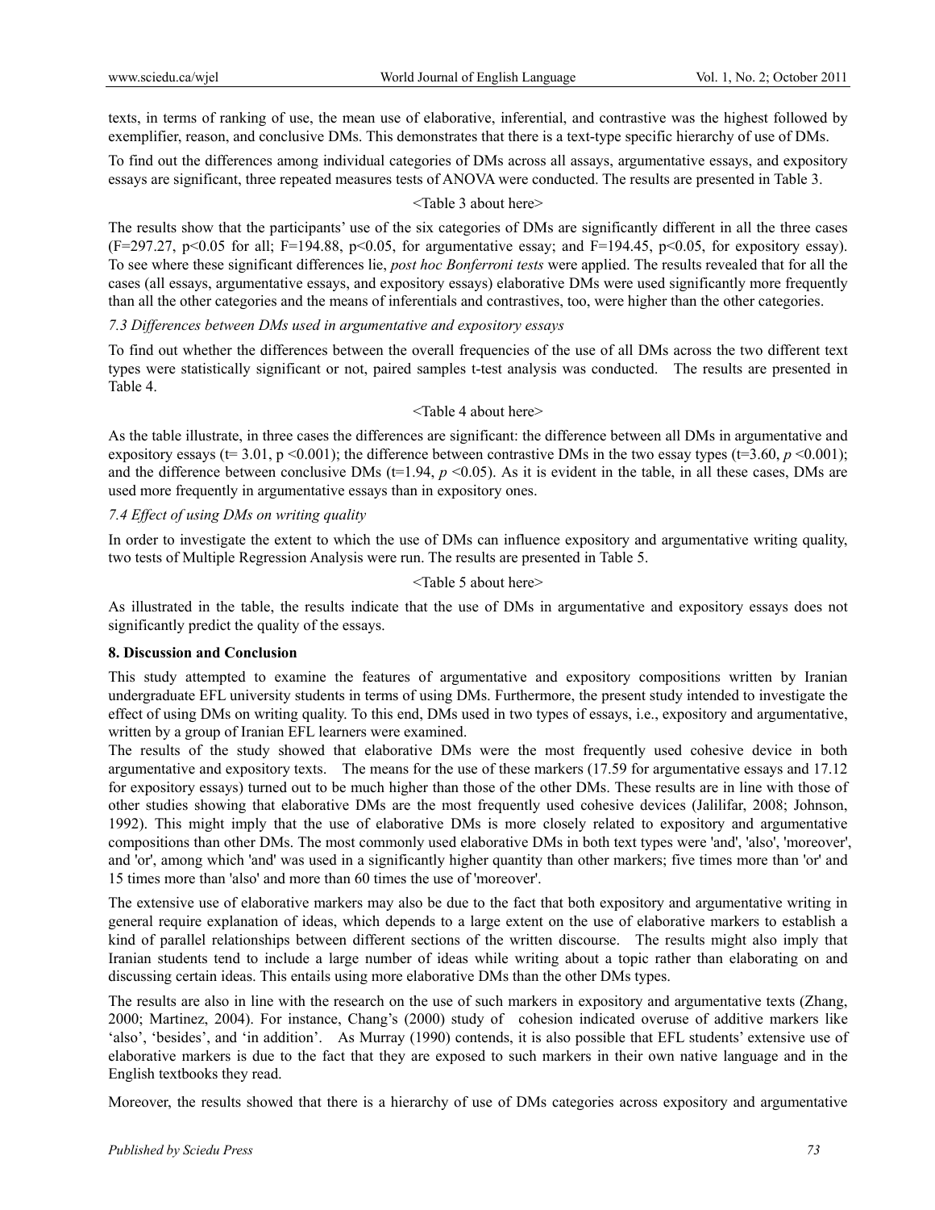texts, in terms of ranking of use, the mean use of elaborative, inferential, and contrastive was the highest followed by exemplifier, reason, and conclusive DMs. This demonstrates that there is a text-type specific hierarchy of use of DMs.

To find out the differences among individual categories of DMs across all assays, argumentative essays, and expository essays are significant, three repeated measures tests of ANOVA were conducted. The results are presented in Table 3.

<Table 3 about here>

The results show that the participants' use of the six categories of DMs are significantly different in all the three cases ($F=297.27$, $p<0.05$ for all; $F=194.88$, $p<0.05$, for argumentative essay; and $F=194.45$, $p<0.05$, for expository essay). To see where these significant differences lie, *post hoc Bonferroni tests* were applied. The results revealed that for all the cases (all essays, argumentative essays, and expository essays) elaborative DMs were used significantly more frequently than all the other categories and the means of inferentials and contrastives, too, were higher than the other categories.

*7.3 Differences between DMs used in argumentative and expository essays*

To find out whether the differences between the overall frequencies of the use of all DMs across the two different text types were statistically significant or not, paired samples t-test analysis was conducted. The results are presented in Table 4.

<Table 4 about here>

As the table illustrate, in three cases the differences are significant: the difference between all DMs in argumentative and expository essays ($t= 3.01$, $p <0.001$); the difference between contrastive DMs in the two essay types ($t=3.60$, $p <0.001$); and the difference between conclusive DMs ($t=1.94$, $p <0.05$). As it is evident in the table, in all these cases, DMs are used more frequently in argumentative essays than in expository ones.

*7.4 Effect of using DMs on writing quality*

In order to investigate the extent to which the use of DMs can influence expository and argumentative writing quality, two tests of Multiple Regression Analysis were run. The results are presented in Table 5.

<Table 5 about here>

As illustrated in the table, the results indicate that the use of DMs in argumentative and expository essays does not significantly predict the quality of the essays.

**8. Discussion and Conclusion**

This study attempted to examine the features of argumentative and expository compositions written by Iranian undergraduate EFL university students in terms of using DMs. Furthermore, the present study intended to investigate the effect of using DMs on writing quality. To this end, DMs used in two types of essays, i.e., expository and argumentative, written by a group of Iranian EFL learners were examined.

The results of the study showed that elaborative DMs were the most frequently used cohesive device in both argumentative and expository texts. The means for the use of these markers (17.59 for argumentative essays and 17.12 for expository essays) turned out to be much higher than those of the other DMs. These results are in line with those of other studies showing that elaborative DMs are the most frequently used cohesive devices (Jalilifar, 2008; Johnson, 1992). This might imply that the use of elaborative DMs is more closely related to expository and argumentative compositions than other DMs. The most commonly used elaborative DMs in both text types were 'and', 'also', 'moreover', and 'or', among which 'and' was used in a significantly higher quantity than other markers; five times more than 'or' and 15 times more than 'also' and more than 60 times the use of 'moreover'.

The extensive use of elaborative markers may also be due to the fact that both expository and argumentative writing in general require explanation of ideas, which depends to a large extent on the use of elaborative markers to establish a kind of parallel relationships between different sections of the written discourse. The results might also imply that Iranian students tend to include a large number of ideas while writing about a topic rather than elaborating on and discussing certain ideas. This entails using more elaborative DMs than the other DMs types.

The results are also in line with the research on the use of such markers in expository and argumentative texts (Zhang, 2000; Martinez, 2004). For instance, Chang's (2000) study of cohesion indicated overuse of additive markers like 'also', 'besides', and 'in addition'. As Murray (1990) contends, it is also possible that EFL students' extensive use of elaborative markers is due to the fact that they are exposed to such markers in their own native language and in the English textbooks they read.

Moreover, the results showed that there is a hierarchy of use of DMs categories across expository and argumentative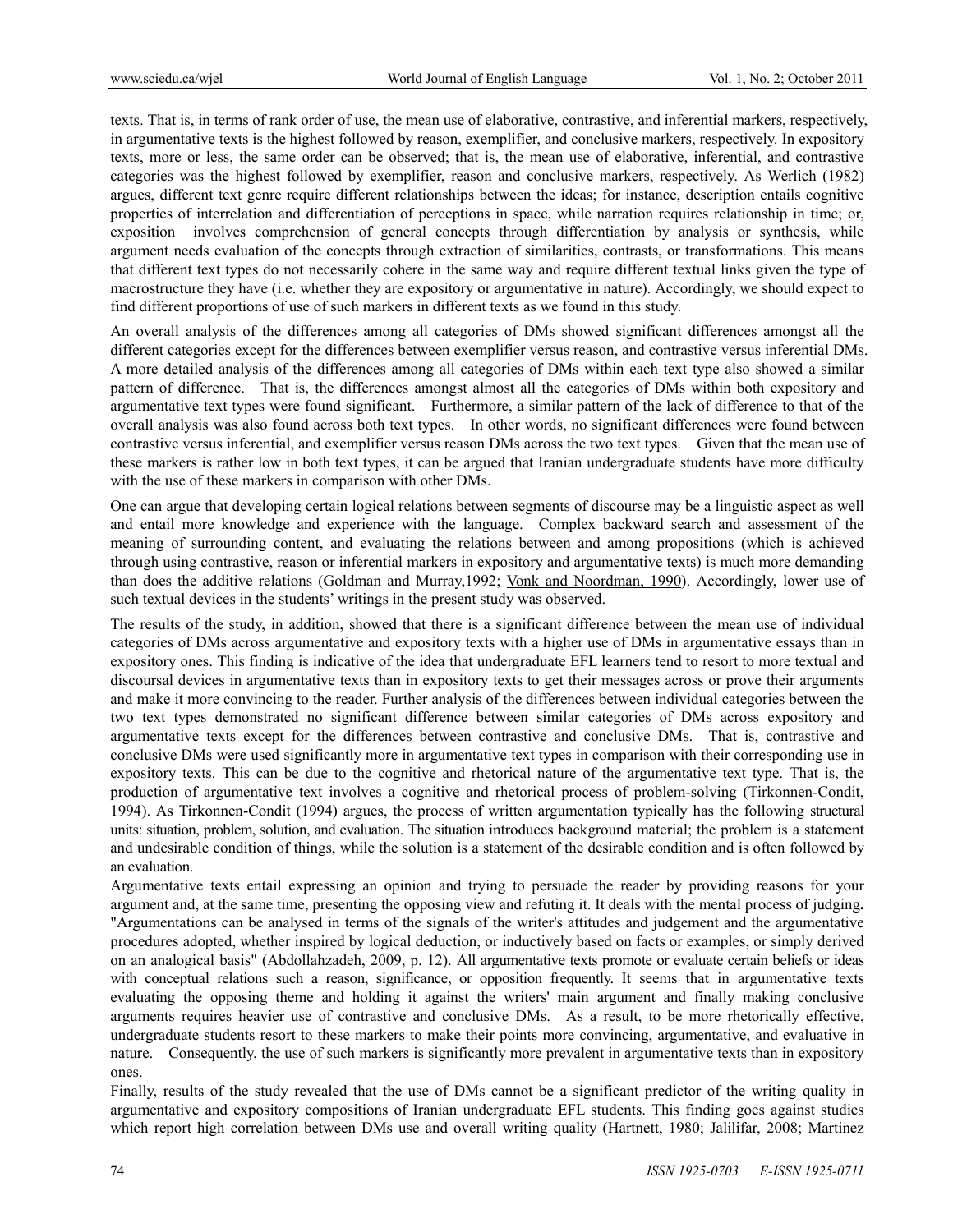texts. That is, in terms of rank order of use, the mean use of elaborative, contrastive, and inferential markers, respectively, in argumentative texts is the highest followed by reason, exemplifier, and conclusive markers, respectively. In expository texts, more or less, the same order can be observed; that is, the mean use of elaborative, inferential, and contrastive categories was the highest followed by exemplifier, reason and conclusive markers, respectively. As Werlich (1982) argues, different text genre require different relationships between the ideas; for instance, description entails cognitive properties of interrelation and differentiation of perceptions in space, while narration requires relationship in time; or, exposition involves comprehension of general concepts through differentiation by analysis or synthesis, while argument needs evaluation of the concepts through extraction of similarities, contrasts, or transformations. This means that different text types do not necessarily cohere in the same way and require different textual links given the type of macrostructure they have (i.e. whether they are expository or argumentative in nature). Accordingly, we should expect to find different proportions of use of such markers in different texts as we found in this study.

An overall analysis of the differences among all categories of DMs showed significant differences amongst all the different categories except for the differences between exemplifier versus reason, and contrastive versus inferential DMs. A more detailed analysis of the differences among all categories of DMs within each text type also showed a similar pattern of difference. That is, the differences amongst almost all the categories of DMs within both expository and argumentative text types were found significant. Furthermore, a similar pattern of the lack of difference to that of the overall analysis was also found across both text types. In other words, no significant differences were found between contrastive versus inferential, and exemplifier versus reason DMs across the two text types. Given that the mean use of these markers is rather low in both text types, it can be argued that Iranian undergraduate students have more difficulty with the use of these markers in comparison with other DMs.

One can argue that developing certain logical relations between segments of discourse may be a linguistic aspect as well and entail more knowledge and experience with the language. Complex backward search and assessment of the meaning of surrounding content, and evaluating the relations between and among propositions (which is achieved through using contrastive, reason or inferential markers in expository and argumentative texts) is much more demanding than does the additive relations (Goldman and Murray,1992; Vonk and Noordman, 1990). Accordingly, lower use of such textual devices in the students' writings in the present study was observed.

The results of the study, in addition, showed that there is a significant difference between the mean use of individual categories of DMs across argumentative and expository texts with a higher use of DMs in argumentative essays than in expository ones. This finding is indicative of the idea that undergraduate EFL learners tend to resort to more textual and discoursal devices in argumentative texts than in expository texts to get their messages across or prove their arguments and make it more convincing to the reader. Further analysis of the differences between individual categories between the two text types demonstrated no significant difference between similar categories of DMs across expository and argumentative texts except for the differences between contrastive and conclusive DMs. That is, contrastive and conclusive DMs were used significantly more in argumentative text types in comparison with their corresponding use in expository texts. This can be due to the cognitive and rhetorical nature of the argumentative text type. That is, the production of argumentative text involves a cognitive and rhetorical process of problem-solving (Tirkonnen-Condit, 1994). As Tirkonnen-Condit (1994) argues, the process of written argumentation typically has the following structural units: situation, problem, solution, and evaluation. The situation introduces background material; the problem is a statement and undesirable condition of things, while the solution is a statement of the desirable condition and is often followed by an evaluation.

Argumentative texts entail expressing an opinion and trying to persuade the reader by providing reasons for your argument and, at the same time, presenting the opposing view and refuting it. It deals with the mental process of judging**.** "Argumentations can be analysed in terms of the signals of the writer's attitudes and judgement and the argumentative procedures adopted, whether inspired by logical deduction, or inductively based on facts or examples, or simply derived on an analogical basis" (Abdollahzadeh, 2009, p. 12). All argumentative texts promote or evaluate certain beliefs or ideas with conceptual relations such a reason, significance, or opposition frequently. It seems that in argumentative texts evaluating the opposing theme and holding it against the writers' main argument and finally making conclusive arguments requires heavier use of contrastive and conclusive DMs. As a result, to be more rhetorically effective, undergraduate students resort to these markers to make their points more convincing, argumentative, and evaluative in nature. Consequently, the use of such markers is significantly more prevalent in argumentative texts than in expository ones.

Finally, results of the study revealed that the use of DMs cannot be a significant predictor of the writing quality in argumentative and expository compositions of Iranian undergraduate EFL students. This finding goes against studies which report high correlation between DMs use and overall writing quality (Hartnett, 1980; Jalilifar, 2008; Martinez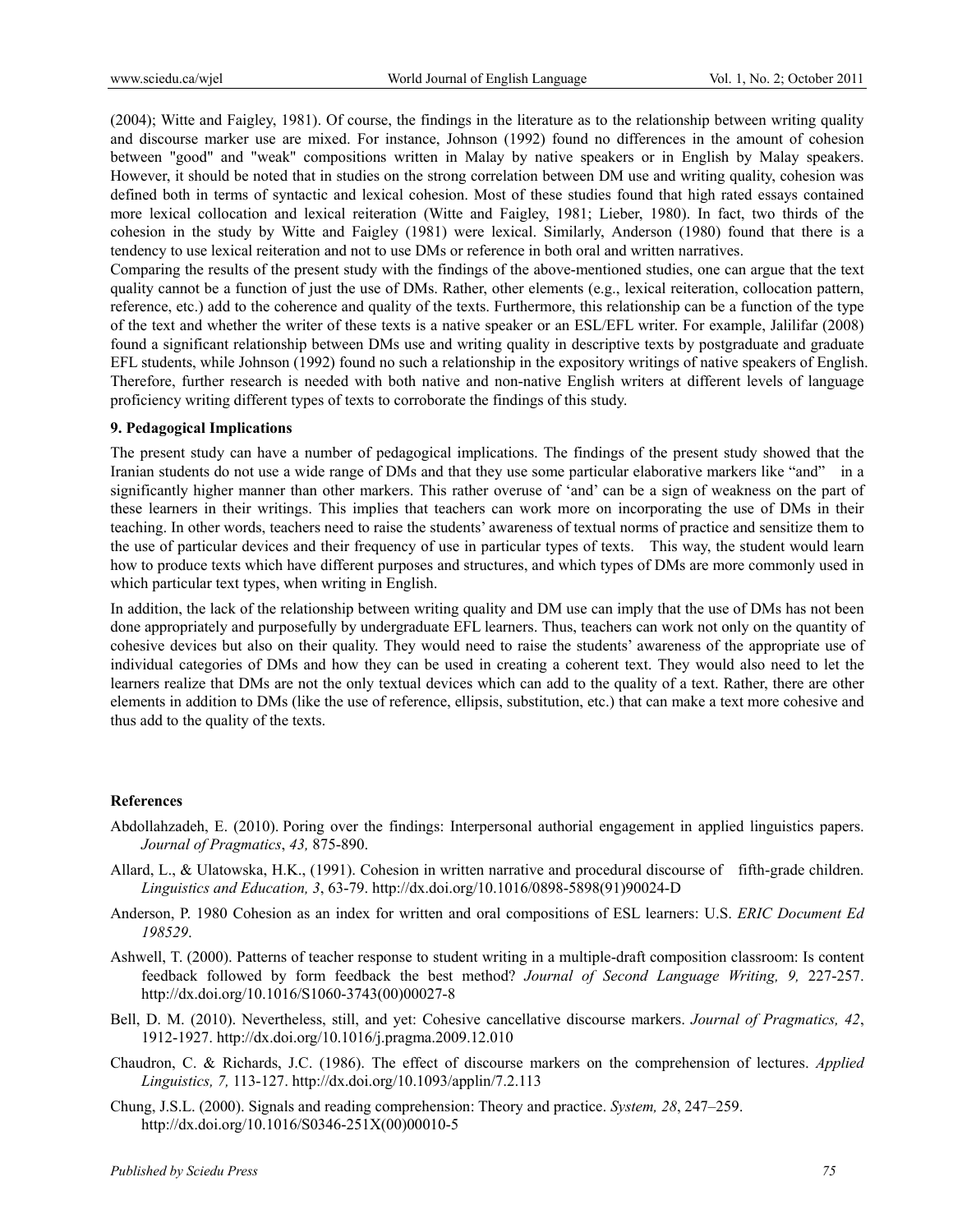(2004); Witte and Faigley, 1981). Of course, the findings in the literature as to the relationship between writing quality and discourse marker use are mixed. For instance, Johnson (1992) found no differences in the amount of cohesion between "good" and "weak" compositions written in Malay by native speakers or in English by Malay speakers. However, it should be noted that in studies on the strong correlation between DM use and writing quality, cohesion was defined both in terms of syntactic and lexical cohesion. Most of these studies found that high rated essays contained more lexical collocation and lexical reiteration (Witte and Faigley, 1981; Lieber, 1980). In fact, two thirds of the cohesion in the study by Witte and Faigley (1981) were lexical. Similarly, Anderson (1980) found that there is a tendency to use lexical reiteration and not to use DMs or reference in both oral and written narratives.

Comparing the results of the present study with the findings of the above-mentioned studies, one can argue that the text quality cannot be a function of just the use of DMs. Rather, other elements (e.g., lexical reiteration, collocation pattern, reference, etc.) add to the coherence and quality of the texts. Furthermore, this relationship can be a function of the type of the text and whether the writer of these texts is a native speaker or an ESL/EFL writer. For example, Jalilifar (2008) found a significant relationship between DMs use and writing quality in descriptive texts by postgraduate and graduate EFL students, while Johnson (1992) found no such a relationship in the expository writings of native speakers of English. Therefore, further research is needed with both native and non-native English writers at different levels of language proficiency writing different types of texts to corroborate the findings of this study.

## 9. Pedagogical Implications

The present study can have a number of pedagogical implications. The findings of the present study showed that the Iranian students do not use a wide range of DMs and that they use some particular elaborative markers like "and" in a significantly higher manner than other markers. This rather overuse of 'and' can be a sign of weakness on the part of these learners in their writings. This implies that teachers can work more on incorporating the use of DMs in their teaching. In other words, teachers need to raise the students' awareness of textual norms of practice and sensitize them to the use of particular devices and their frequency of use in particular types of texts. This way, the student would learn how to produce texts which have different purposes and structures, and which types of DMs are more commonly used in which particular text types, when writing in English.

In addition, the lack of the relationship between writing quality and DM use can imply that the use of DMs has not been done appropriately and purposefully by undergraduate EFL learners. Thus, teachers can work not only on the quantity of cohesive devices but also on their quality. They would need to raise the students' awareness of the appropriate use of individual categories of DMs and how they can be used in creating a coherent text. They would also need to let the learners realize that DMs are not the only textual devices which can add to the quality of a text. Rather, there are other elements in addition to DMs (like the use of reference, ellipsis, substitution, etc.) that can make a text more cohesive and thus add to the quality of the texts.

## References

Abdollahzadeh, E. (2010). Poring over the findings: Interpersonal authorial engagement in applied linguistics papers. *Journal of Pragmatics*, *43,* 875-890.

Allard, L., & Ulatowska, H.K., (1991). Cohesion in written narrative and procedural discourse of fifth-grade children. *Linguistics and Education, 3*, 63-79. http://dx.doi.org/10.1016/0898-5898(91)90024-D

Anderson, P. 1980 Cohesion as an index for written and oral compositions of ESL learners: U.S. *ERIC Document Ed 198529*.

Ashwell, T. (2000). Patterns of teacher response to student writing in a multiple-draft composition classroom: Is content feedback followed by form feedback the best method? *Journal of Second Language Writing, 9,* 227-257. http://dx.doi.org/10.1016/S1060-3743(00)00027-8

Bell, D. M. (2010). Nevertheless, still, and yet: Cohesive cancellative discourse markers. *Journal of Pragmatics, 42*, 1912-1927. http://dx.doi.org/10.1016/j.pragma.2009.12.010

Chaudron, C. & Richards, J.C. (1986). The effect of discourse markers on the comprehension of lectures. *Applied Linguistics, 7,* 113-127. http://dx.doi.org/10.1093/applin/7.2.113

Chung, J.S.L. (2000). Signals and reading comprehension: Theory and practice. *System, 28*, 247–259. http://dx.doi.org/10.1016/S0346-251X(00)00010-5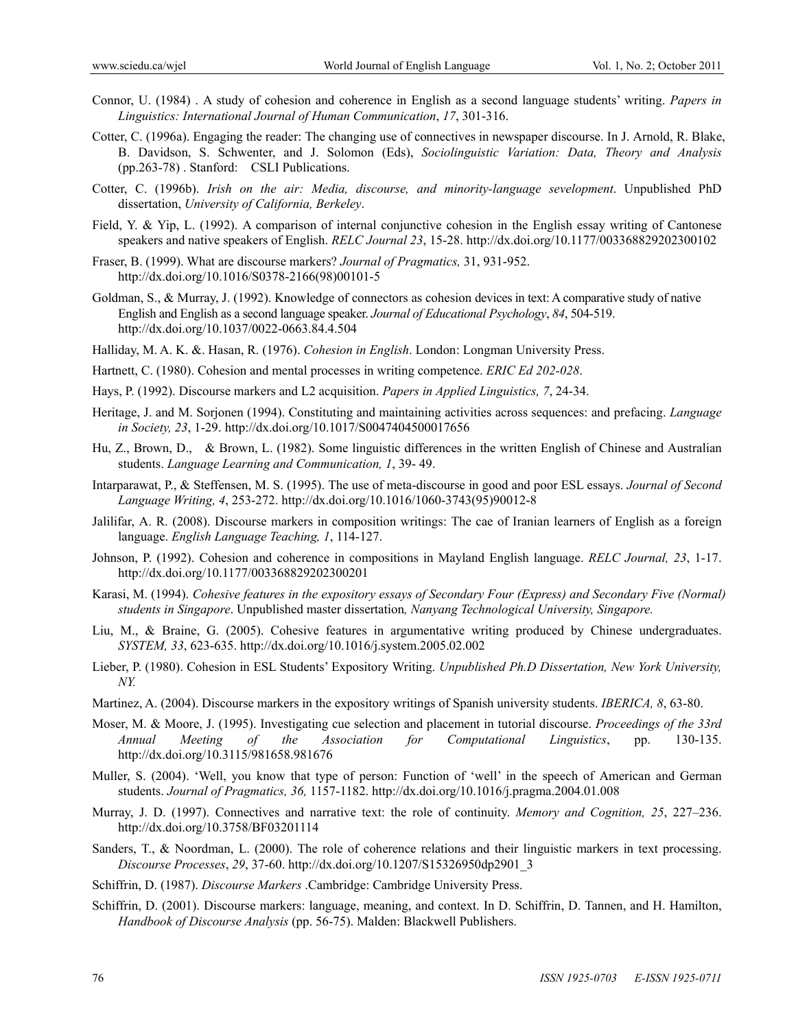Connor, U. (1984) . A study of cohesion and coherence in English as a second language students' writing. *Papers in Linguistics: International Journal of Human Communication*, *17*, 301-316.

Cotter, C. (1996a). Engaging the reader: The changing use of connectives in newspaper discourse. In J. Arnold, R. Blake, B. Davidson, S. Schwenter, and J. Solomon (Eds), *Sociolinguistic Variation: Data, Theory and Analysis* (pp.263-78) . Stanford: CSLI Publications.

Cotter, C. (1996b). *Irish on the air: Media, discourse, and minority-language sevelopment*. Unpublished PhD dissertation, *University of California, Berkeley*.

Field, Y. & Yip, L. (1992). A comparison of internal conjunctive cohesion in the English essay writing of Cantonese speakers and native speakers of English. *RELC Journal 23*, 15-28. http://dx.doi.org/10.1177/003368829202300102

Fraser, B. (1999). What are discourse markers? *Journal of Pragmatics,* 31, 931-952. http://dx.doi.org/10.1016/S0378-2166(98)00101-5

Goldman, S., & Murray, J. (1992). Knowledge of connectors as cohesion devices in text: A comparative study of native English and English as a second language speaker. *Journal of Educational Psychology*, *84*, 504-519. http://dx.doi.org/10.1037/0022-0663.84.4.504

Halliday, M. A. K. &. Hasan, R. (1976). *Cohesion in English*. London: Longman University Press.

Hartnett, C. (1980). Cohesion and mental processes in writing competence. *ERIC Ed 202-028*.

Hays, P. (1992). Discourse markers and L2 acquisition. *Papers in Applied Linguistics, 7*, 24-34.

Heritage, J. and M. Sorjonen (1994). Constituting and maintaining activities across sequences: and prefacing. *Language in Society, 23*, 1-29. http://dx.doi.org/10.1017/S0047404500017656

Hu, Z., Brown, D., & Brown, L. (1982). Some linguistic differences in the written English of Chinese and Australian students. *Language Learning and Communication, 1*, 39- 49.

Intarparawat, P., & Steffensen, M. S. (1995). The use of meta-discourse in good and poor ESL essays. *Journal of Second Language Writing, 4*, 253-272. http://dx.doi.org/10.1016/1060-3743(95)90012-8

Jalilifar, A. R. (2008). Discourse markers in composition writings: The cae of Iranian learners of English as a foreign language. *English Language Teaching, 1*, 114-127.

Johnson, P. (1992). Cohesion and coherence in compositions in Mayland English language. *RELC Journal, 23*, 1-17. http://dx.doi.org/10.1177/003368829202300201

Karasi, M. (1994). *Cohesive features in the expository essays of Secondary Four (Express) and Secondary Five (Normal) students in Singapore*. Unpublished master dissertation*, Nanyang Technological University, Singapore.*

Liu, M., & Braine, G. (2005). Cohesive features in argumentative writing produced by Chinese undergraduates. *SYSTEM, 33*, 623-635. http://dx.doi.org/10.1016/j.system.2005.02.002

Lieber, P. (1980). Cohesion in ESL Students' Expository Writing. *Unpublished Ph.D Dissertation, New York University, NY.*

Martinez, A. (2004). Discourse markers in the expository writings of Spanish university students. *IBERICA, 8*, 63-80.

Moser, M. & Moore, J. (1995). Investigating cue selection and placement in tutorial discourse. *Proceedings of the 33rd Annual Meeting of the Association for Computational Linguistics*, pp. 130-135. http://dx.doi.org/10.3115/981658.981676

Muller, S. (2004). 'Well, you know that type of person: Function of 'well' in the speech of American and German students. *Journal of Pragmatics, 36,* 1157-1182. http://dx.doi.org/10.1016/j.pragma.2004.01.008

Murray, J. D. (1997). Connectives and narrative text: the role of continuity. *Memory and Cognition, 25*, 227–236. http://dx.doi.org/10.3758/BF03201114

Sanders, T., & Noordman, L. (2000). The role of coherence relations and their linguistic markers in text processing. *Discourse Processes*, *29*, 37-60. http://dx.doi.org/10.1207/S15326950dp2901_3

Schiffrin, D. (1987). *Discourse Markers* .Cambridge: Cambridge University Press.

Schiffrin, D. (2001). Discourse markers: language, meaning, and context. In D. Schiffrin, D. Tannen, and H. Hamilton, *Handbook of Discourse Analysis* (pp. 56-75). Malden: Blackwell Publishers.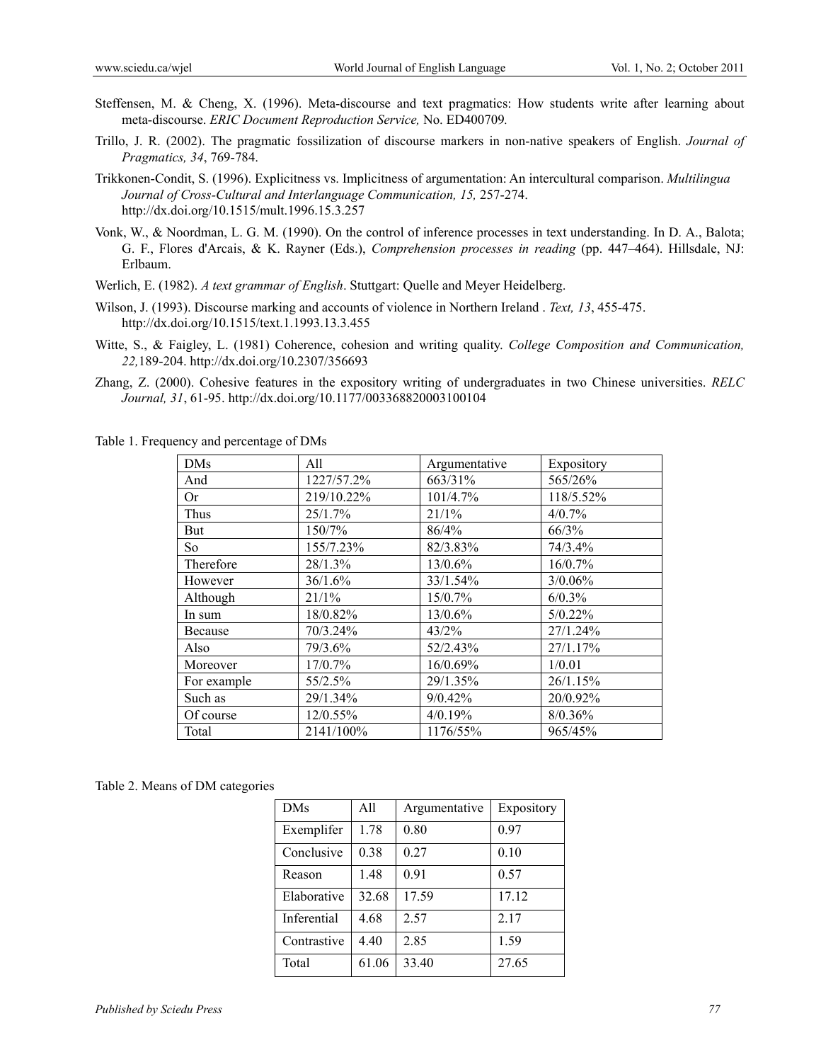Steffensen, M. & Cheng, X. (1996). Meta-discourse and text pragmatics: How students write after learning about meta-discourse. *ERIC Document Reproduction Service,* No. ED400709*.*

Trillo, J. R. (2002). The pragmatic fossilization of discourse markers in non-native speakers of English. *Journal of Pragmatics, 34*, 769-784.

Trikkonen-Condit, S. (1996). Explicitness vs. Implicitness of argumentation: An intercultural comparison. *Multilingua Journal of Cross-Cultural and Interlanguage Communication, 15,* 257-274. http://dx.doi.org/10.1515/mult.1996.15.3.257

Vonk, W., & Noordman, L. G. M. (1990). On the control of inference processes in text understanding. In D. A., Balota; G. F., Flores d'Arcais, & K. Rayner (Eds.), *Comprehension processes in reading* (pp. 447–464). Hillsdale, NJ: Erlbaum.

Werlich, E. (1982). *A text grammar of English*. Stuttgart: Quelle and Meyer Heidelberg.

Wilson, J. (1993). Discourse marking and accounts of violence in Northern Ireland . *Text, 13*, 455-475. http://dx.doi.org/10.1515/text.1.1993.13.3.455

Witte, S., & Faigley, L. (1981) Coherence, cohesion and writing quality. *College Composition and Communication, 22,*189-204. http://dx.doi.org/10.2307/356693

Zhang, Z. (2000). Cohesive features in the expository writing of undergraduates in two Chinese universities. *RELC Journal, 31*, 61-95. http://dx.doi.org/10.1177/003368820003100104

Table 1. Frequency and percentage of DMs

| DMs | All | Argumentative | Expository |
|---|---|---|---|
| And | 1227/57.2% | 663/31% | 565/26% |
| Or | 219/10.22% | 101/4.7% | 118/5.52% |
| Thus | 25/1.7% | 21/1% | 4/0.7% |
| But | 150/7% | 86/4% | 66/3% |
| So | 155/7.23% | 82/3.83% | 74/3.4% |
| Therefore | 28/1.3% | 13/0.6% | 16/0.7% |
| However | 36/1.6% | 33/1.54% | 3/0.06% |
| Although | 21/1% | 15/0.7% | 6/0.3% |
| In sum | 18/0.82% | 13/0.6% | 5/0.22% |
| Because | 70/3.24% | 43/2% | 27/1.24% |
| Also | 79/3.6% | 52/2.43% | 27/1.17% |
| Moreover | 17/0.7% | 16/0.69% | 1/0.01 |
| For example | 55/2.5% | 29/1.35% | 26/1.15% |
| Such as | 29/1.34% | 9/0.42% | 20/0.92% |
| Of course | 12/0.55% | 4/0.19% | 8/0.36% |
| Total | 2141/100% | 1176/55% | 965/45% |

Table 2. Means of DM categories

| DMs | All | Argumentative | Expository |
|---|---|---|---|
| Exemplifer | 1.78 | 0.80 | 0.97 |
| Conclusive | 0.38 | 0.27 | 0.10 |
| Reason | 1.48 | 0.91 | 0.57 |
| Elaborative | 32.68 | 17.59 | 17.12 |
| Inferential | 4.68 | 2.57 | 2.17 |
| Contrastive | 4.40 | 2.85 | 1.59 |
| Total | 61.06 | 33.40 | 27.65 |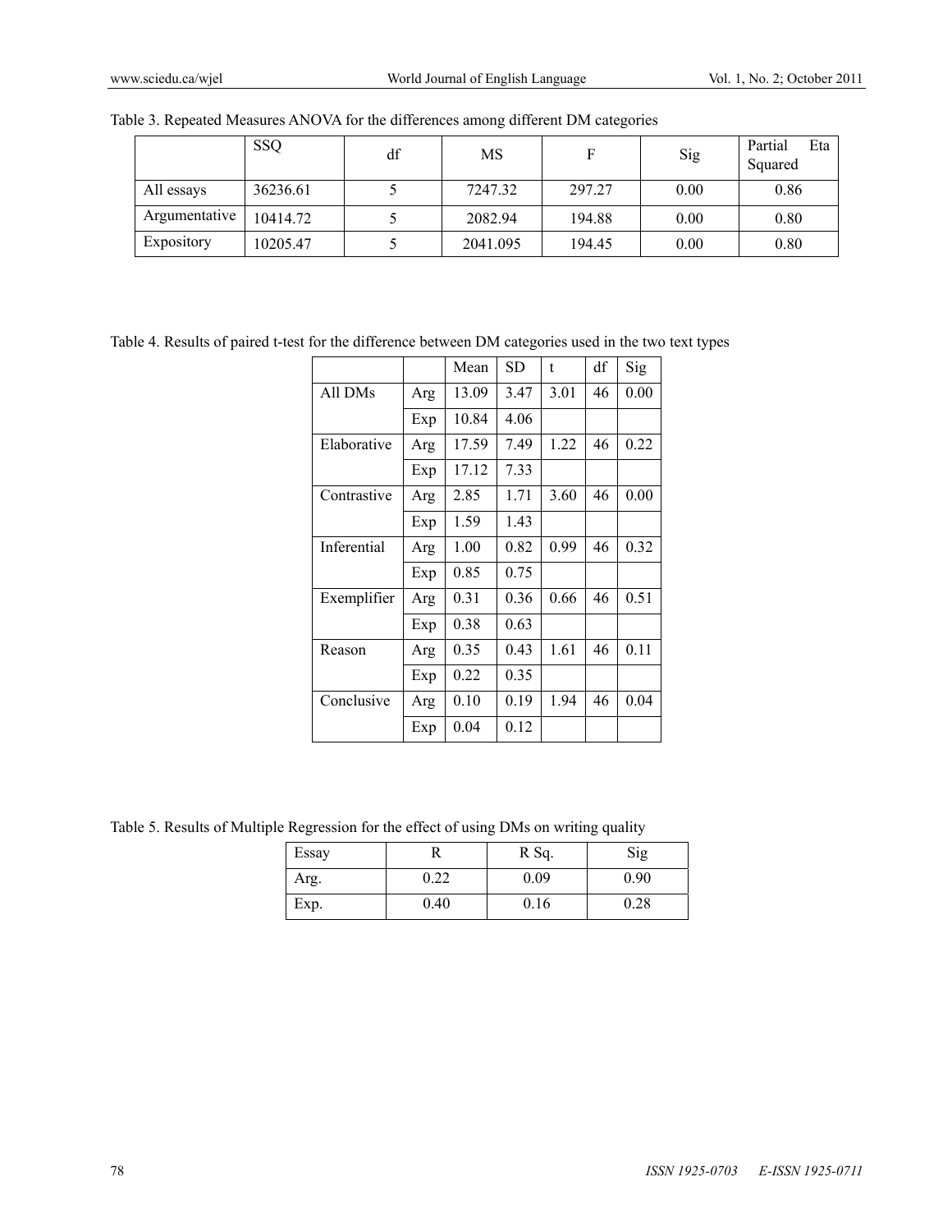Table 3. Repeated Measures ANOVA for the differences among different DM categories

| | SSQ | df | MS | F | Sig | Partial Eta Squared |
|---|---|---|---|---|---|---|
| All essays | 36236.61 | 5 | 7247.32 | 297.27 | 0.00 | 0.86 |
| Argumentative | 10414.72 | 5 | 2082.94 | 194.88 | 0.00 | 0.80 |
| Expository | 10205.47 | 5 | 2041.095 | 194.45 | 0.00 | 0.80 |

Table 4. Results of paired t-test for the difference between DM categories used in the two text types

| | | Mean | SD | t | df | Sig |
|---|---|---|---|---|---|---|
| All DMs | Arg | 13.09 | 3.47 | 3.01 | 46 | 0.00 |
| | Exp | 10.84 | 4.06 | | | |
| Elaborative | Arg | 17.59 | 7.49 | 1.22 | 46 | 0.22 |
| | Exp | 17.12 | 7.33 | | | |
| Contrastive | Arg | 2.85 | 1.71 | 3.60 | 46 | 0.00 |
| | Exp | 1.59 | 1.43 | | | |
| Inferential | Arg | 1.00 | 0.82 | 0.99 | 46 | 0.32 |
| | Exp | 0.85 | 0.75 | | | |
| Exemplifier | Arg | 0.31 | 0.36 | 0.66 | 46 | 0.51 |
| | Exp | 0.38 | 0.63 | | | |
| Reason | Arg | 0.35 | 0.43 | 1.61 | 46 | 0.11 |
| | Exp | 0.22 | 0.35 | | | |
| Conclusive | Arg | 0.10 | 0.19 | 1.94 | 46 | 0.04 |
| | Exp | 0.04 | 0.12 | | | |

Table 5. Results of Multiple Regression for the effect of using DMs on writing quality

| Essay | R | R Sq. | Sig |
|---|---|---|---|
| Arg. | 0.22 | 0.09 | 0.90 |
| Exp. | 0.40 | 0.16 | 0.28 |